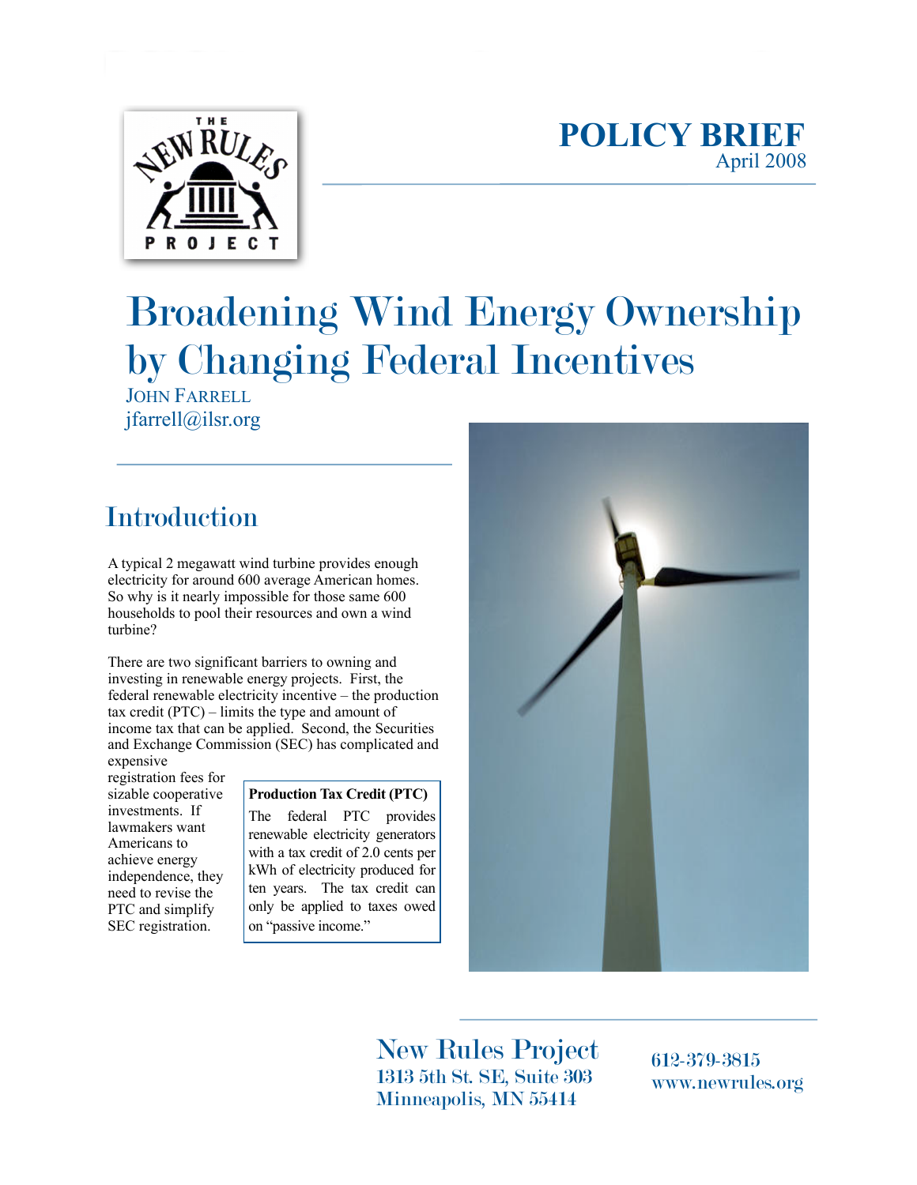**POLICY BRIEF**
April 2008

# Broadening Wind Energy Ownership by Changing Federal Incentives

JOHN FARRELL
jfarrell@ilsr.org

## Introduction

A typical 2 megawatt wind turbine provides enough electricity for around 600 average American homes. So why is it nearly impossible for those same 600 households to pool their resources and own a wind turbine?

There are two significant barriers to owning and investing in renewable energy projects. First, the federal renewable electricity incentive – the production tax credit (PTC) – limits the type and amount of income tax that can be applied. Second, the Securities and Exchange Commission (SEC) has complicated and expensive registration fees for sizable cooperative investments. If lawmakers want Americans to achieve energy independence, they need to revise the PTC and simplify SEC registration.

> **Production Tax Credit (PTC)**
> The federal PTC provides renewable electricity generators with a tax credit of 2.0 cents per kWh of electricity produced for ten years. The tax credit can only be applied to taxes owed on "passive income."

New Rules Project
1313 5th St. SE, Suite 303
Minneapolis, MN 55414

612-379-3815
www.newrules.org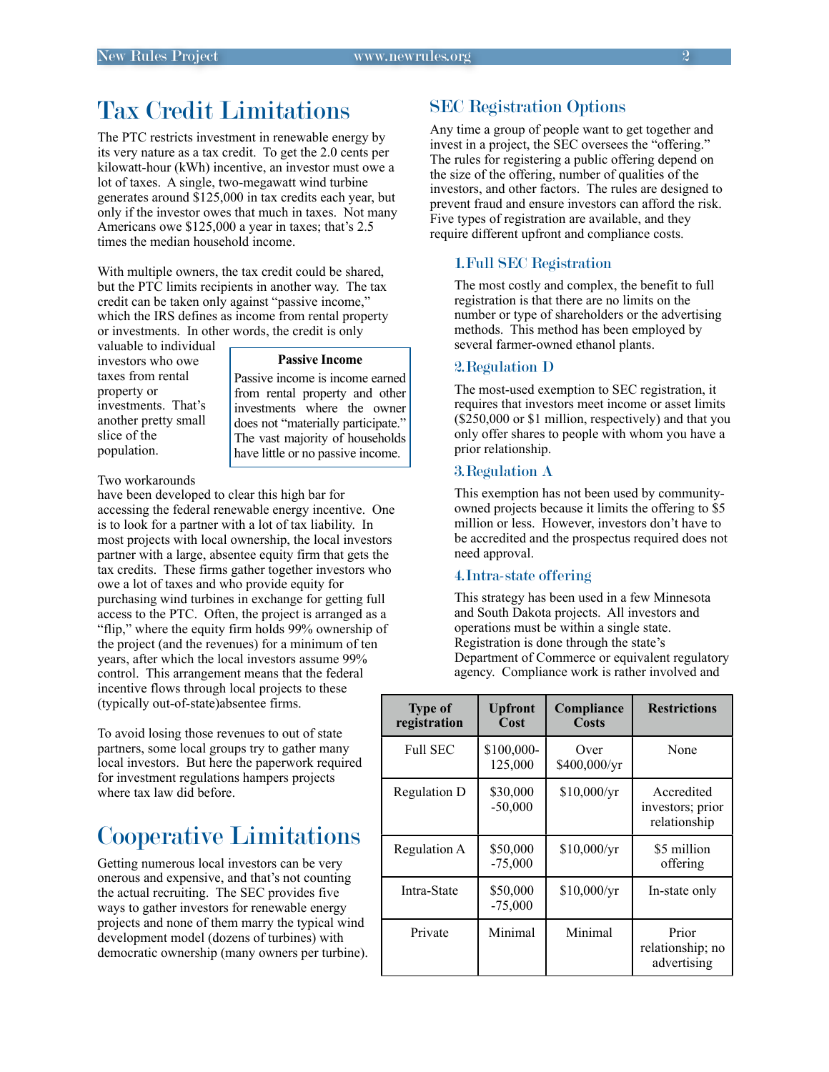# Tax Credit Limitations

The PTC restricts investment in renewable energy by its very nature as a tax credit. To get the 2.0 cents per kilowatt-hour (kWh) incentive, an investor must owe a lot of taxes. A single, two-megawatt wind turbine generates around $125,000 in tax credits each year, but only if the investor owes that much in taxes. Not many Americans owe $125,000 a year in taxes; that's 2.5 times the median household income.

With multiple owners, the tax credit could be shared, but the PTC limits recipients in another way. The tax credit can be taken only against "passive income," which the IRS defines as income from rental property or investments. In other words, the credit is only valuable to individual investors who owe taxes from rental property or investments. That's another pretty small slice of the population.

> **Passive Income**
>
> Passive income is income earned from rental property and other investments where the owner does not "materially participate." The vast majority of households have little or no passive income.

Two workarounds have been developed to clear this high bar for accessing the federal renewable energy incentive. One is to look for a partner with a lot of tax liability. In most projects with local ownership, the local investors partner with a large, absentee equity firm that gets the tax credits. These firms gather together investors who owe a lot of taxes and who provide equity for purchasing wind turbines in exchange for getting full access to the PTC. Often, the project is arranged as a "flip," where the equity firm holds 99% ownership of the project (and the revenues) for a minimum of ten years, after which the local investors assume 99% control. This arrangement means that the federal incentive flows through local projects to these (typically out-of-state)absentee firms.

To avoid losing those revenues to out of state partners, some local groups try to gather many local investors. But here the paperwork required for investment regulations hampers projects where tax law did before.

# Cooperative Limitations

Getting numerous local investors can be very onerous and expensive, and that's not counting the actual recruiting. The SEC provides five ways to gather investors for renewable energy projects and none of them marry the typical wind development model (dozens of turbines) with democratic ownership (many owners per turbine).

## SEC Registration Options

Any time a group of people want to get together and invest in a project, the SEC oversees the "offering." The rules for registering a public offering depend on the size of the offering, number of qualities of the investors, and other factors. The rules are designed to prevent fraud and ensure investors can afford the risk. Five types of registration are available, and they require different upfront and compliance costs.

### 1. Full SEC Registration

The most costly and complex, the benefit to full registration is that there are no limits on the number or type of shareholders or the advertising methods. This method has been employed by several farmer-owned ethanol plants.

### 2. Regulation D

The most-used exemption to SEC registration, it requires that investors meet income or asset limits ($250,000 or $1 million, respectively) and that you only offer shares to people with whom you have a prior relationship.

### 3. Regulation A

This exemption has not been used by community-owned projects because it limits the offering to $5 million or less. However, investors don't have to be accredited and the prospectus required does not need approval.

### 4. Intra-state offering

This strategy has been used in a few Minnesota and South Dakota projects. All investors and operations must be within a single state. Registration is done through the state's Department of Commerce or equivalent regulatory agency. Compliance work is rather involved and

| Type of registration | Upfront Cost | Compliance Costs | Restrictions |
|---|---|---|---|
| Full SEC | $100,000-125,000 | Over $400,000/yr | None |
| Regulation D | $30,000 -50,000 | $10,000/yr | Accredited investors; prior relationship |
| Regulation A | $50,000 -75,000 | $10,000/yr | $5 million offering |
| Intra-State | $50,000 -75,000 | $10,000/yr | In-state only |
| Private | Minimal | Minimal | Prior relationship; no advertising |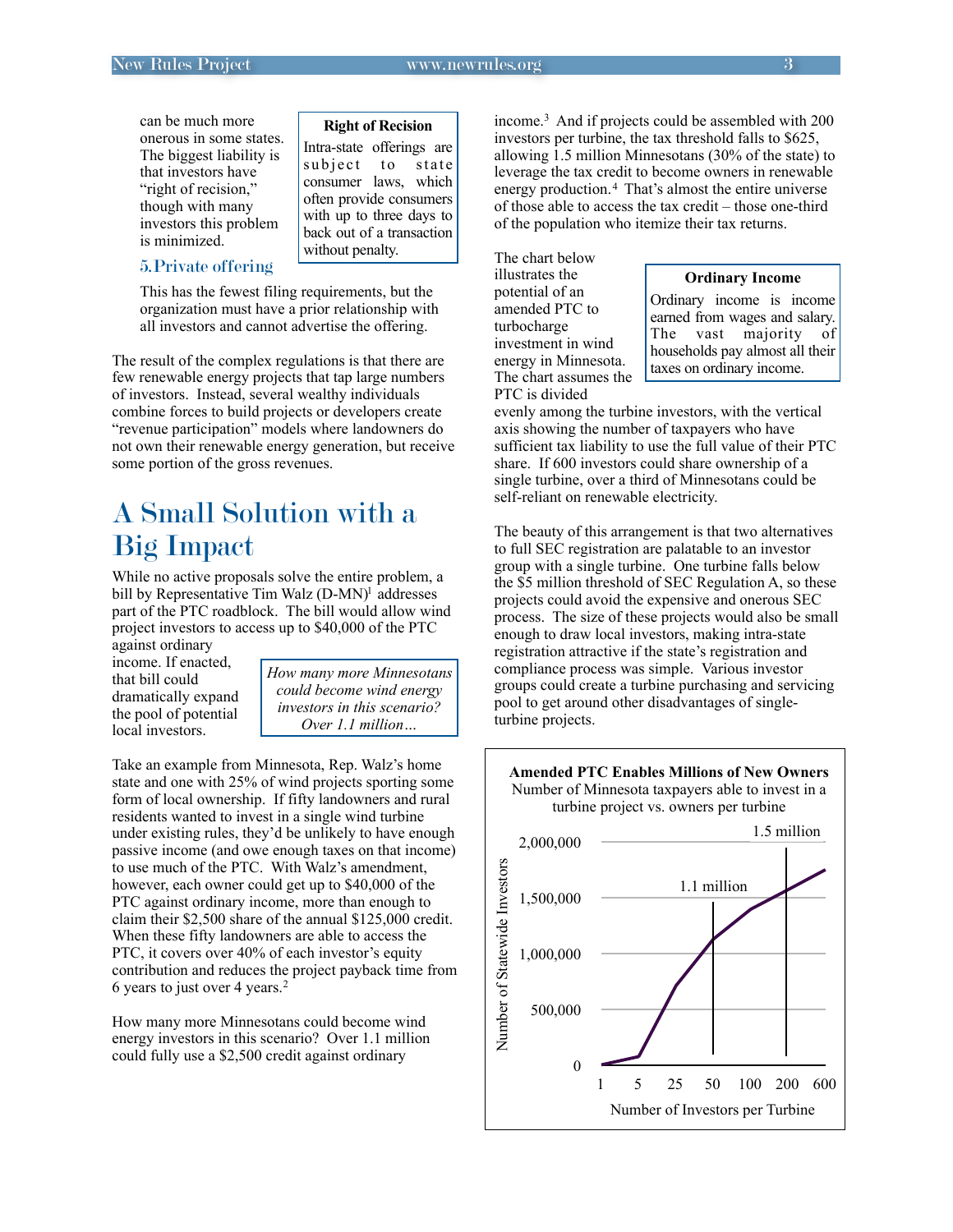can be much more onerous in some states. The biggest liability is that investors have "right of recision," though with many investors this problem is minimized.

> **Right of Recision**
>
> Intra-state offerings are subject to state consumer laws, which often provide consumers with up to three days to back out of a transaction without penalty.

5. Private offering

This has the fewest filing requirements, but the organization must have a prior relationship with all investors and cannot advertise the offering.

The result of the complex regulations is that there are few renewable energy projects that tap large numbers of investors. Instead, several wealthy individuals combine forces to build projects or developers create "revenue participation" models where landowners do not own their renewable energy generation, but receive some portion of the gross revenues.

# A Small Solution with a Big Impact

While no active proposals solve the entire problem, a bill by Representative Tim Walz (D-MN)[1] addresses part of the PTC roadblock. The bill would allow wind project investors to access up to $40,000 of the PTC against ordinary income. If enacted, that bill could dramatically expand the pool of potential local investors.

> *How many more Minnesotans could become wind energy investors in this scenario? Over 1.1 million…*

Take an example from Minnesota, Rep. Walz's home state and one with 25% of wind projects sporting some form of local ownership. If fifty landowners and rural residents wanted to invest in a single wind turbine under existing rules, they'd be unlikely to have enough passive income (and owe enough taxes on that income) to use much of the PTC. With Walz's amendment, however, each owner could get up to $40,000 of the PTC against ordinary income, more than enough to claim their $2,500 share of the annual $125,000 credit. When these fifty landowners are able to access the PTC, it covers over 40% of each investor's equity contribution and reduces the project payback time from 6 years to just over 4 years.[2]

How many more Minnesotans could become wind energy investors in this scenario? Over 1.1 million could fully use a $2,500 credit against ordinary income.[3] And if projects could be assembled with 200 investors per turbine, the tax threshold falls to $625, allowing 1.5 million Minnesotans (30% of the state) to leverage the tax credit to become owners in renewable energy production.[4] That's almost the entire universe of those able to access the tax credit – those one-third of the population who itemize their tax returns.

> **Ordinary Income**
>
> Ordinary income is income earned from wages and salary. The vast majority of households pay almost all their taxes on ordinary income.

The chart below illustrates the potential of an amended PTC to turbocharge investment in wind energy in Minnesota. The chart assumes the PTC is divided evenly among the turbine investors, with the vertical axis showing the number of taxpayers who have sufficient tax liability to use the full value of their PTC share. If 600 investors could share ownership of a single turbine, over a third of Minnesotans could be self-reliant on renewable electricity.

The beauty of this arrangement is that two alternatives to full SEC registration are palatable to an investor group with a single turbine. One turbine falls below the $5 million threshold of SEC Regulation A, so these projects could avoid the expensive and onerous SEC process. The size of these projects would also be small enough to draw local investors, making intra-state registration attractive if the state's registration and compliance process was simple. Various investor groups could create a turbine purchasing and servicing pool to get around other disadvantages of single-turbine projects.

**Amended PTC Enables Millions of New Owners**

Number of Minnesota taxpayers able to invest in a turbine project vs. owners per turbine

| Number of Investors per Turbine | Number of Statewide Investors (approx.) |
|---|---|
| 1 | 0 |
| 5 | 80,000 |
| 25 | 720,000 |
| 50 | 1.1 million |
| 100 | 1,400,000 |
| 200 | 1.5 million |
| 600 | 1,750,000 |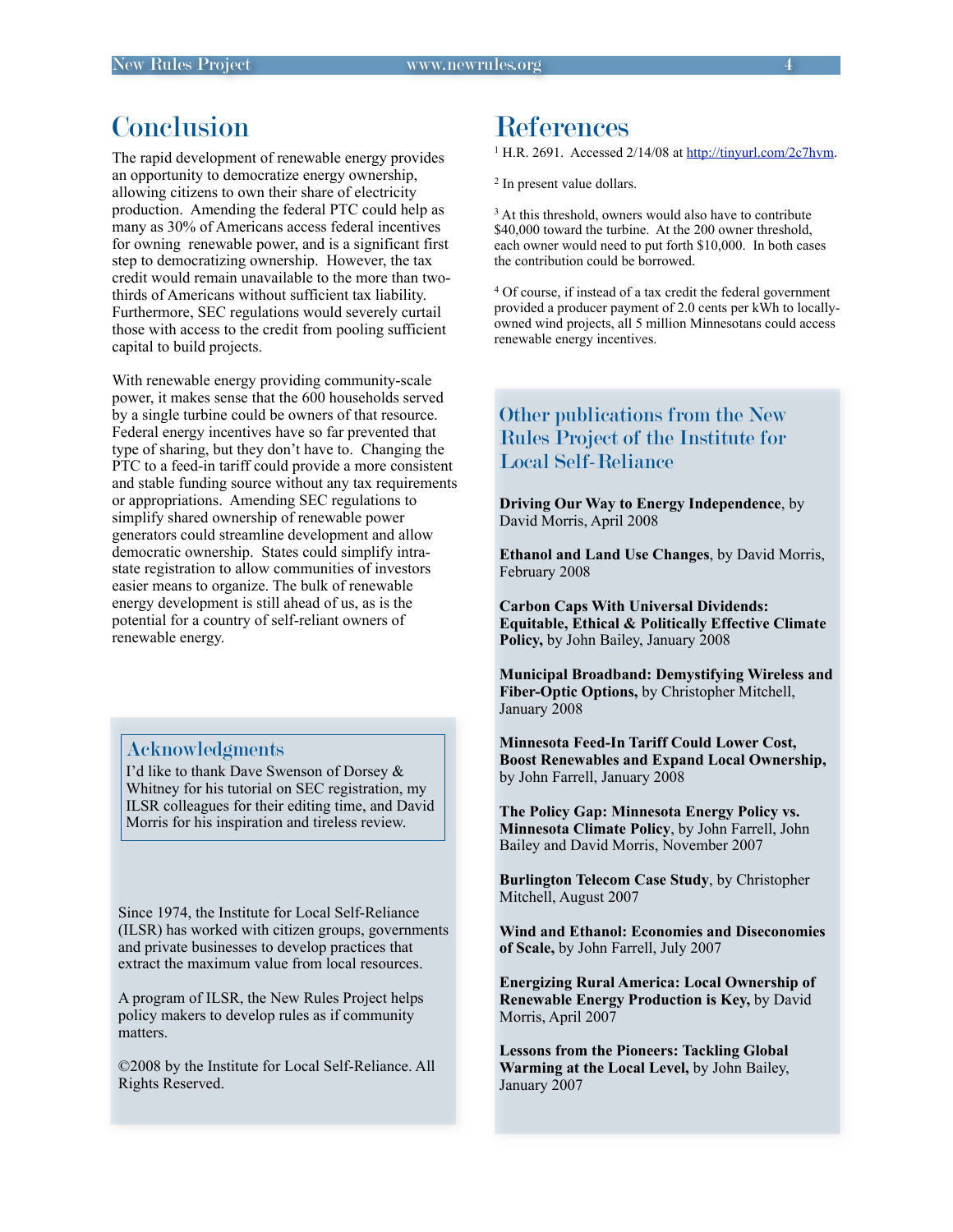# Conclusion

The rapid development of renewable energy provides an opportunity to democratize energy ownership, allowing citizens to own their share of electricity production. Amending the federal PTC could help as many as 30% of Americans access federal incentives for owning renewable power, and is a significant first step to democratizing ownership. However, the tax credit would remain unavailable to the more than two-thirds of Americans without sufficient tax liability. Furthermore, SEC regulations would severely curtail those with access to the credit from pooling sufficient capital to build projects.

With renewable energy providing community-scale power, it makes sense that the 600 households served by a single turbine could be owners of that resource. Federal energy incentives have so far prevented that type of sharing, but they don't have to. Changing the PTC to a feed-in tariff could provide a more consistent and stable funding source without any tax requirements or appropriations. Amending SEC regulations to simplify shared ownership of renewable power generators could streamline development and allow democratic ownership. States could simplify intra-state registration to allow communities of investors easier means to organize. The bulk of renewable energy development is still ahead of us, as is the potential for a country of self-reliant owners of renewable energy.

## Acknowledgments

I'd like to thank Dave Swenson of Dorsey & Whitney for his tutorial on SEC registration, my ILSR colleagues for their editing time, and David Morris for his inspiration and tireless review.

Since 1974, the Institute for Local Self-Reliance (ILSR) has worked with citizen groups, governments and private businesses to develop practices that extract the maximum value from local resources.

A program of ILSR, the New Rules Project helps policy makers to develop rules as if community matters.

©2008 by the Institute for Local Self-Reliance. All Rights Reserved.

# References

[1] H.R. 2691. Accessed 2/14/08 at http://tinyurl.com/2c7hvm.

[2] In present value dollars.

[3] At this threshold, owners would also have to contribute $40,000 toward the turbine. At the 200 owner threshold, each owner would need to put forth $10,000. In both cases the contribution could be borrowed.

[4] Of course, if instead of a tax credit the federal government provided a producer payment of 2.0 cents per kWh to locally-owned wind projects, all 5 million Minnesotans could access renewable energy incentives.

## Other publications from the New Rules Project of the Institute for Local Self-Reliance

**Driving Our Way to Energy Independence**, by David Morris, April 2008

**Ethanol and Land Use Changes**, by David Morris, February 2008

**Carbon Caps With Universal Dividends: Equitable, Ethical & Politically Effective Climate Policy,** by John Bailey, January 2008

**Municipal Broadband: Demystifying Wireless and Fiber-Optic Options,** by Christopher Mitchell, January 2008

**Minnesota Feed-In Tariff Could Lower Cost, Boost Renewables and Expand Local Ownership,** by John Farrell, January 2008

**The Policy Gap: Minnesota Energy Policy vs. Minnesota Climate Policy**, by John Farrell, John Bailey and David Morris, November 2007

**Burlington Telecom Case Study**, by Christopher Mitchell, August 2007

**Wind and Ethanol: Economies and Diseconomies of Scale,** by John Farrell, July 2007

**Energizing Rural America: Local Ownership of Renewable Energy Production is Key,** by David Morris, April 2007

**Lessons from the Pioneers: Tackling Global Warming at the Local Level,** by John Bailey, January 2007